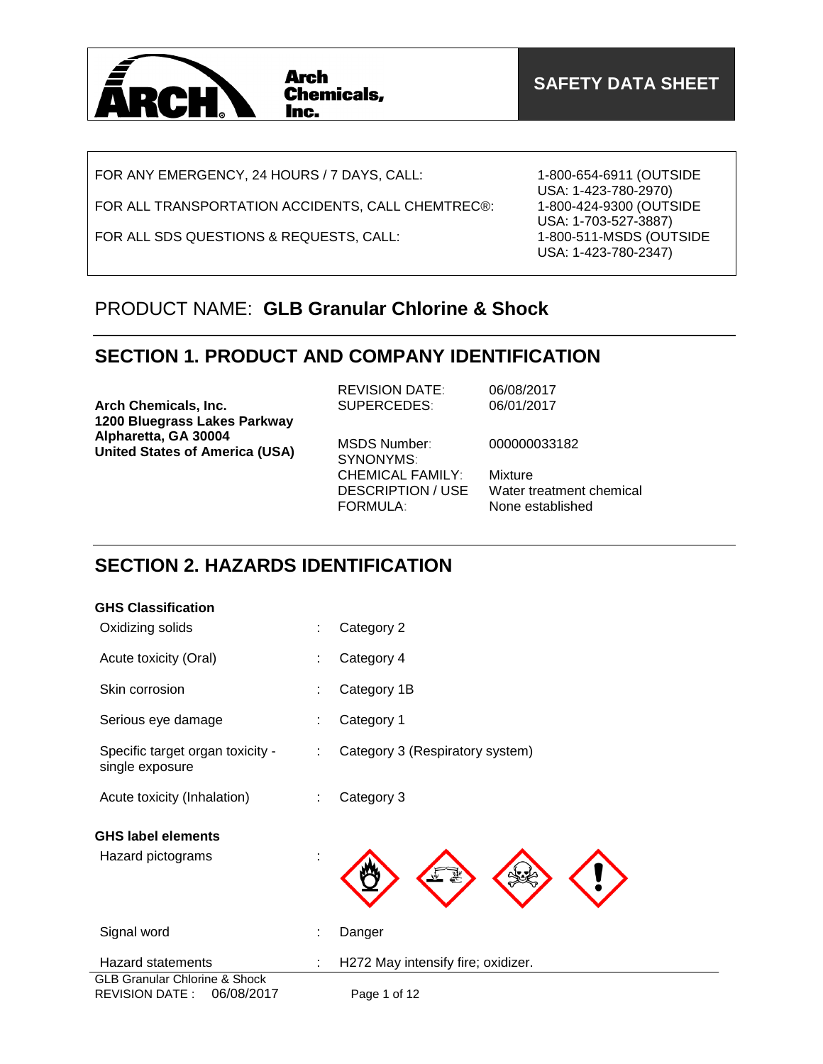Arch Chemicals, Inc.

# SAFETY DATA SHEET

| | |
|---|---|
| FOR ANY EMERGENCY, 24 HOURS / 7 DAYS, CALL: | 1-800-654-6911 (OUTSIDE USA: 1-423-780-2970) |
| FOR ALL TRANSPORTATION ACCIDENTS, CALL CHEMTREC®: | 1-800-424-9300 (OUTSIDE USA: 1-703-527-3887) |
| FOR ALL SDS QUESTIONS & REQUESTS, CALL: | 1-800-511-MSDS (OUTSIDE USA: 1-423-780-2347) |

PRODUCT NAME: **GLB Granular Chlorine & Shock**

## SECTION 1. PRODUCT AND COMPANY IDENTIFICATION

**Arch Chemicals, Inc.**
**1200 Bluegrass Lakes Parkway**
**Alpharetta, GA 30004**
**United States of America (USA)**

| | |
|---|---|
| REVISION DATE: | 06/08/2017 |
| SUPERCEDES: | 06/01/2017 |
| MSDS Number: | 000000033182 |
| SYNONYMS: | |
| CHEMICAL FAMILY: | Mixture |
| DESCRIPTION / USE | Water treatment chemical |
| FORMULA: | None established |

## SECTION 2. HAZARDS IDENTIFICATION

**GHS Classification**

| | | |
|---|---|---|
| Oxidizing solids | : | Category 2 |
| Acute toxicity (Oral) | : | Category 4 |
| Skin corrosion | : | Category 1B |
| Serious eye damage | : | Category 1 |
| Specific target organ toxicity - single exposure | : | Category 3 (Respiratory system) |
| Acute toxicity (Inhalation) | : | Category 3 |

**GHS label elements**

Hazard pictograms :

Signal word : Danger

Hazard statements : H272 May intensify fire; oxidizer.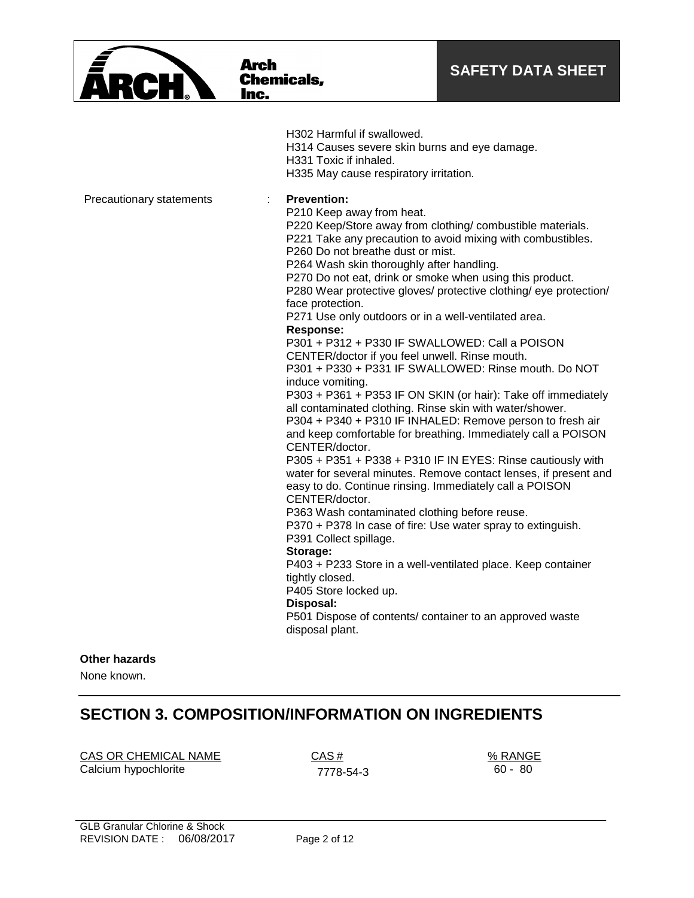H302 Harmful if swallowed.
H314 Causes severe skin burns and eye damage.
H331 Toxic if inhaled.
H335 May cause respiratory irritation.

Precautionary statements :

**Prevention:**
P210 Keep away from heat.
P220 Keep/Store away from clothing/ combustible materials.
P221 Take any precaution to avoid mixing with combustibles.
P260 Do not breathe dust or mist.
P264 Wash skin thoroughly after handling.
P270 Do not eat, drink or smoke when using this product.
P280 Wear protective gloves/ protective clothing/ eye protection/ face protection.
P271 Use only outdoors or in a well-ventilated area.

**Response:**
P301 + P312 + P330 IF SWALLOWED: Call a POISON CENTER/doctor if you feel unwell. Rinse mouth.
P301 + P330 + P331 IF SWALLOWED: Rinse mouth. Do NOT induce vomiting.
P303 + P361 + P353 IF ON SKIN (or hair): Take off immediately all contaminated clothing. Rinse skin with water/shower.
P304 + P340 + P310 IF INHALED: Remove person to fresh air and keep comfortable for breathing. Immediately call a POISON CENTER/doctor.
P305 + P351 + P338 + P310 IF IN EYES: Rinse cautiously with water for several minutes. Remove contact lenses, if present and easy to do. Continue rinsing. Immediately call a POISON CENTER/doctor.
P363 Wash contaminated clothing before reuse.
P370 + P378 In case of fire: Use water spray to extinguish.
P391 Collect spillage.

**Storage:**
P403 + P233 Store in a well-ventilated place. Keep container tightly closed.
P405 Store locked up.

**Disposal:**
P501 Dispose of contents/ container to an approved waste disposal plant.

**Other hazards**

None known.

## SECTION 3. COMPOSITION/INFORMATION ON INGREDIENTS

| CAS OR CHEMICAL NAME | CAS # | % RANGE |
|---|---|---|
| Calcium hypochlorite | 7778-54-3 | 60 - 80 |

GLB Granular Chlorine & Shock
REVISION DATE : 06/08/2017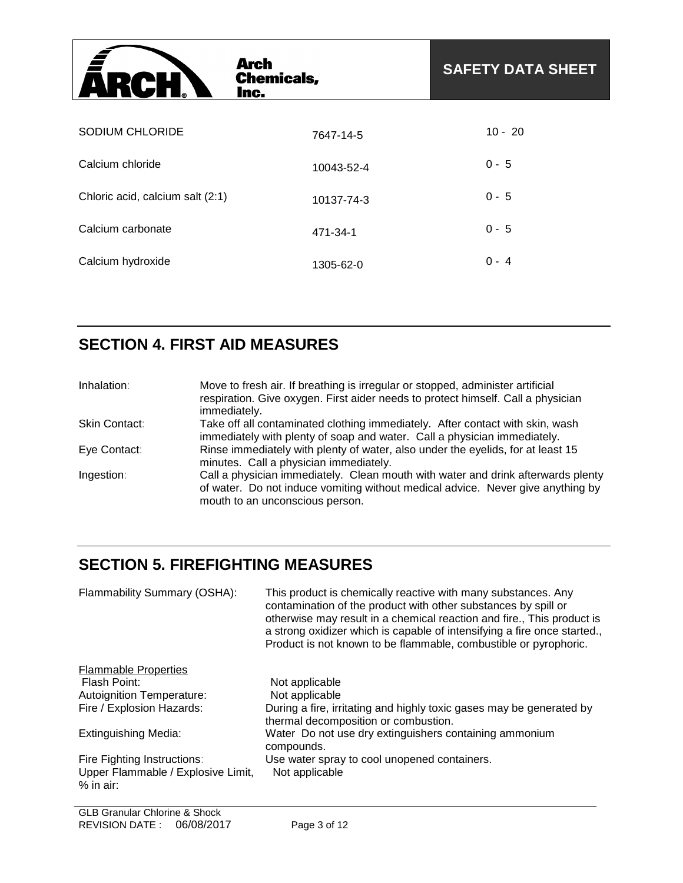| | | |
|---|---|---|
| SODIUM CHLORIDE | 7647-14-5 | 10 - 20 |
| Calcium chloride | 10043-52-4 | 0 - 5 |
| Chloric acid, calcium salt (2:1) | 10137-74-3 | 0 - 5 |
| Calcium carbonate | 471-34-1 | 0 - 5 |
| Calcium hydroxide | 1305-62-0 | 0 - 4 |

## SECTION 4. FIRST AID MEASURES

| | |
|---|---|
| Inhalation: | Move to fresh air. If breathing is irregular or stopped, administer artificial respiration. Give oxygen. First aider needs to protect himself. Call a physician immediately. |
| Skin Contact: | Take off all contaminated clothing immediately. After contact with skin, wash immediately with plenty of soap and water. Call a physician immediately. |
| Eye Contact: | Rinse immediately with plenty of water, also under the eyelids, for at least 15 minutes. Call a physician immediately. |
| Ingestion: | Call a physician immediately. Clean mouth with water and drink afterwards plenty of water. Do not induce vomiting without medical advice. Never give anything by mouth to an unconscious person. |

## SECTION 5. FIREFIGHTING MEASURES

| | |
|---|---|
| Flammability Summary (OSHA): | This product is chemically reactive with many substances. Any contamination of the product with other substances by spill or otherwise may result in a chemical reaction and fire., This product is a strong oxidizer which is capable of intensifying a fire once started., Product is not known to be flammable, combustible or pyrophoric. |

Flammable Properties

| | |
|---|---|
| Flash Point: | Not applicable |
| Autoignition Temperature: | Not applicable |
| Fire / Explosion Hazards: | During a fire, irritating and highly toxic gases may be generated by thermal decomposition or combustion. |
| Extinguishing Media: | Water Do not use dry extinguishers containing ammonium compounds. |
| Fire Fighting Instructions: | Use water spray to cool unopened containers. |
| Upper Flammable / Explosive Limit, % in air: | Not applicable |

GLB Granular Chlorine & Shock
REVISION DATE : 06/08/2017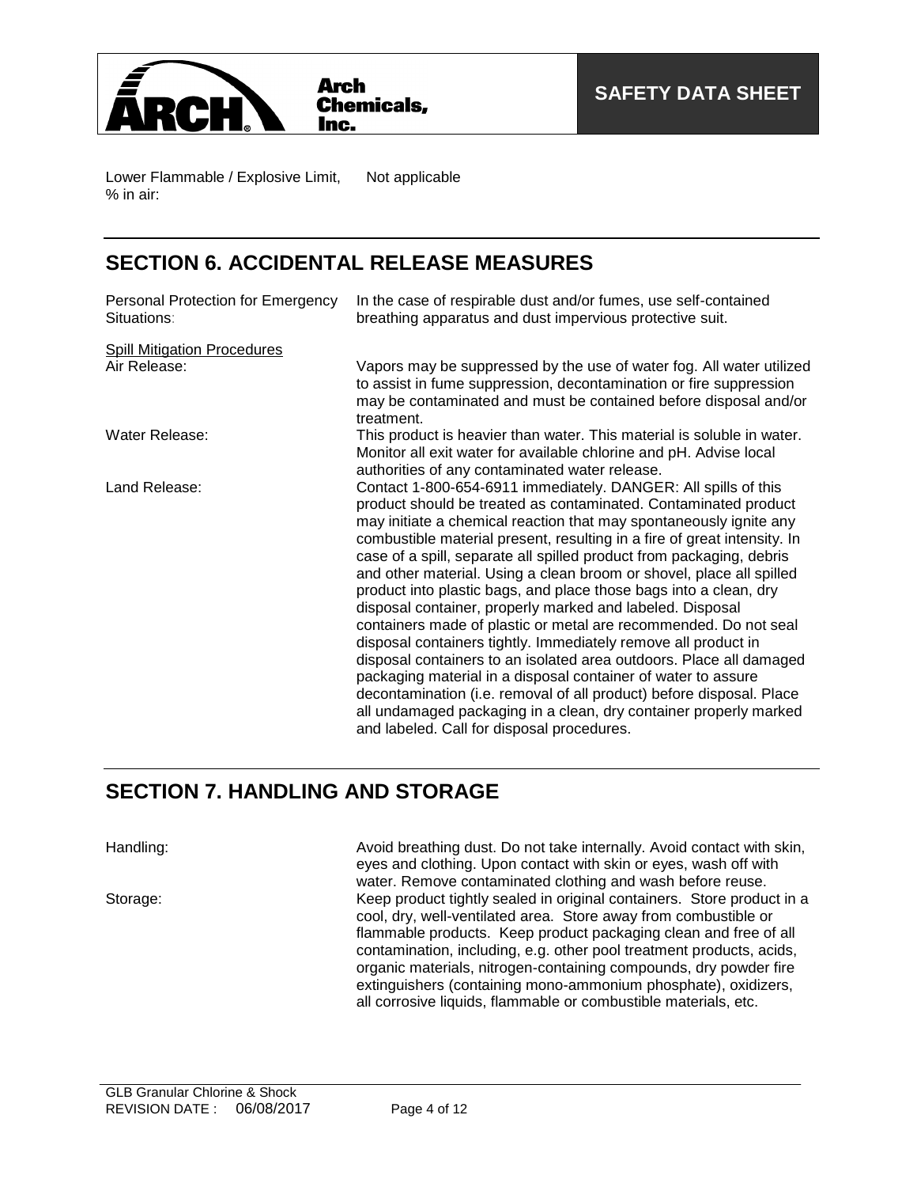| | |
|---|---|
| Lower Flammable / Explosive Limit, % in air: | Not applicable |

## SECTION 6. ACCIDENTAL RELEASE MEASURES

| | |
|---|---|
| Personal Protection for Emergency Situations: | In the case of respirable dust and/or fumes, use self-contained breathing apparatus and dust impervious protective suit. |

<u>Spill Mitigation Procedures</u>

| | |
|---|---|
| Air Release: | Vapors may be suppressed by the use of water fog. All water utilized to assist in fume suppression, decontamination or fire suppression may be contaminated and must be contained before disposal and/or treatment. |
| Water Release: | This product is heavier than water. This material is soluble in water. Monitor all exit water for available chlorine and pH. Advise local authorities of any contaminated water release. |
| Land Release: | Contact 1-800-654-6911 immediately. DANGER: All spills of this product should be treated as contaminated. Contaminated product may initiate a chemical reaction that may spontaneously ignite any combustible material present, resulting in a fire of great intensity. In case of a spill, separate all spilled product from packaging, debris and other material. Using a clean broom or shovel, place all spilled product into plastic bags, and place those bags into a clean, dry disposal container, properly marked and labeled. Disposal containers made of plastic or metal are recommended. Do not seal disposal containers tightly. Immediately remove all product in disposal containers to an isolated area outdoors. Place all damaged packaging material in a disposal container of water to assure decontamination (i.e. removal of all product) before disposal. Place all undamaged packaging in a clean, dry container properly marked and labeled. Call for disposal procedures. |

## SECTION 7. HANDLING AND STORAGE

| | |
|---|---|
| Handling: | Avoid breathing dust. Do not take internally. Avoid contact with skin, eyes and clothing. Upon contact with skin or eyes, wash off with water. Remove contaminated clothing and wash before reuse. |
| Storage: | Keep product tightly sealed in original containers. Store product in a cool, dry, well-ventilated area. Store away from combustible or flammable products. Keep product packaging clean and free of all contamination, including, e.g. other pool treatment products, acids, organic materials, nitrogen-containing compounds, dry powder fire extinguishers (containing mono-ammonium phosphate), oxidizers, all corrosive liquids, flammable or combustible materials, etc. |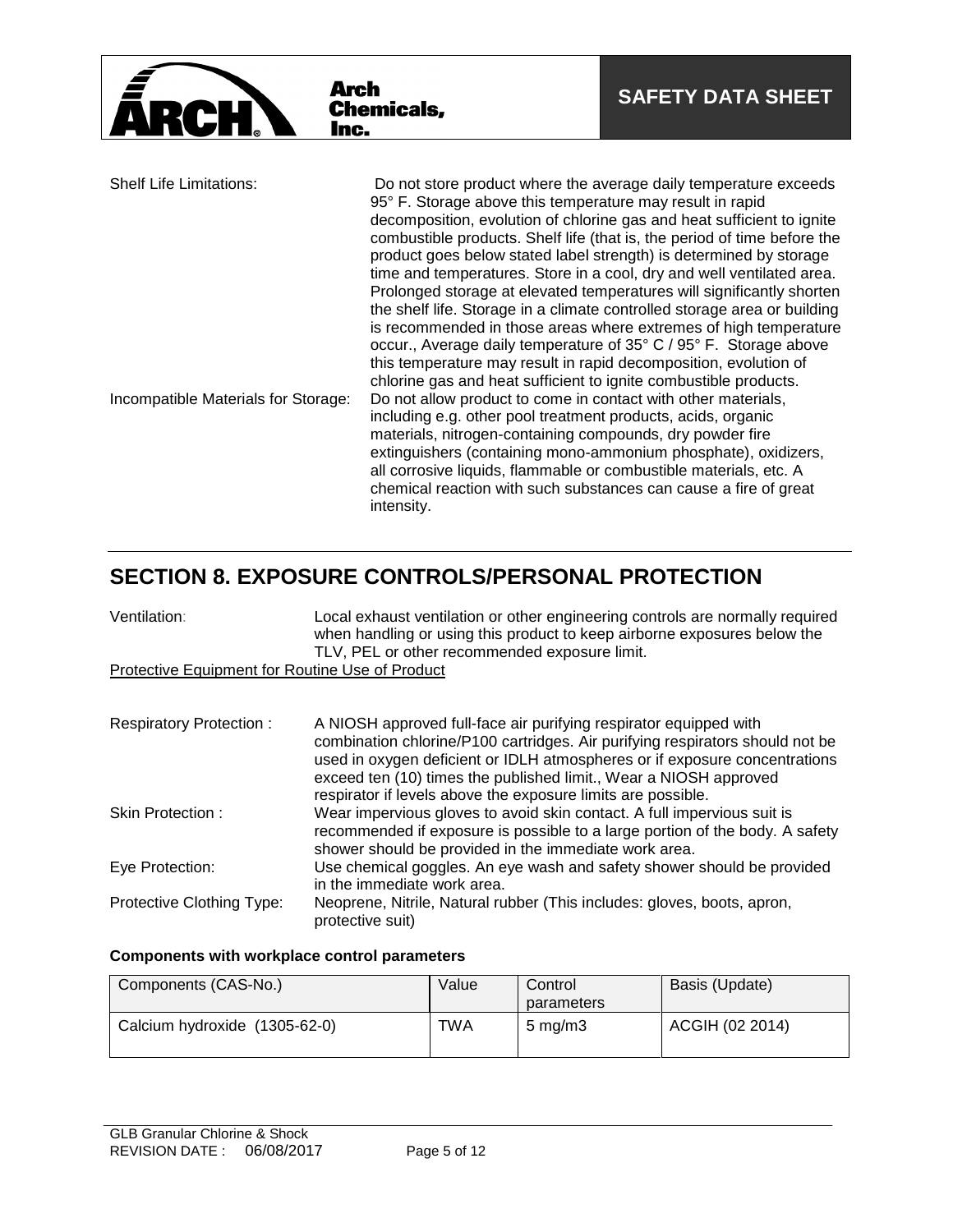Shelf Life Limitations: Do not store product where the average daily temperature exceeds 95° F. Storage above this temperature may result in rapid decomposition, evolution of chlorine gas and heat sufficient to ignite combustible products. Shelf life (that is, the period of time before the product goes below stated label strength) is determined by storage time and temperatures. Store in a cool, dry and well ventilated area. Prolonged storage at elevated temperatures will significantly shorten the shelf life. Storage in a climate controlled storage area or building is recommended in those areas where extremes of high temperature occur., Average daily temperature of 35° C / 95° F. Storage above this temperature may result in rapid decomposition, evolution of chlorine gas and heat sufficient to ignite combustible products.

Incompatible Materials for Storage: Do not allow product to come in contact with other materials, including e.g. other pool treatment products, acids, organic materials, nitrogen-containing compounds, dry powder fire extinguishers (containing mono-ammonium phosphate), oxidizers, all corrosive liquids, flammable or combustible materials, etc. A chemical reaction with such substances can cause a fire of great intensity.

## SECTION 8. EXPOSURE CONTROLS/PERSONAL PROTECTION

Ventilation: Local exhaust ventilation or other engineering controls are normally required when handling or using this product to keep airborne exposures below the TLV, PEL or other recommended exposure limit.

Protective Equipment for Routine Use of Product

Respiratory Protection : A NIOSH approved full-face air purifying respirator equipped with combination chlorine/P100 cartridges. Air purifying respirators should not be used in oxygen deficient or IDLH atmospheres or if exposure concentrations exceed ten (10) times the published limit., Wear a NIOSH approved respirator if levels above the exposure limits are possible.

Skin Protection : Wear impervious gloves to avoid skin contact. A full impervious suit is recommended if exposure is possible to a large portion of the body. A safety shower should be provided in the immediate work area.

Eye Protection: Use chemical goggles. An eye wash and safety shower should be provided in the immediate work area.

Protective Clothing Type: Neoprene, Nitrile, Natural rubber (This includes: gloves, boots, apron, protective suit)

**Components with workplace control parameters**

| Components (CAS-No.) | Value | Control parameters | Basis (Update) |
|---|---|---|---|
| Calcium hydroxide (1305-62-0) | TWA | 5 mg/m3 | ACGIH (02 2014) |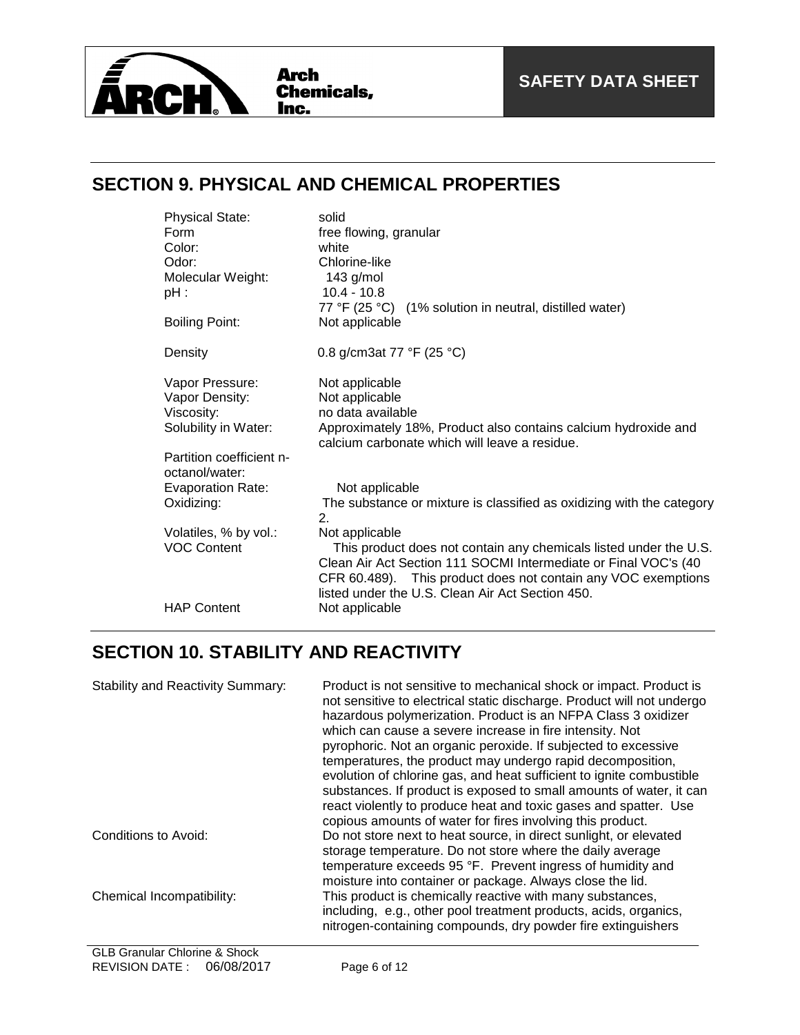## SECTION 9. PHYSICAL AND CHEMICAL PROPERTIES

| | |
|---|---|
| Physical State: | solid |
| Form | free flowing, granular |
| Color: | white |
| Odor: | Chlorine-like |
| Molecular Weight: | 143 g/mol |
| pH : | 10.4 - 10.8<br>77 °F (25 °C) (1% solution in neutral, distilled water) |
| Boiling Point: | Not applicable |
| Density | 0.8 g/cm3at 77 °F (25 °C) |
| Vapor Pressure: | Not applicable |
| Vapor Density: | Not applicable |
| Viscosity: | no data available |
| Solubility in Water: | Approximately 18%, Product also contains calcium hydroxide and calcium carbonate which will leave a residue. |
| Partition coefficient n-octanol/water: | |
| Evaporation Rate: | Not applicable |
| Oxidizing: | The substance or mixture is classified as oxidizing with the category 2. |
| Volatiles, % by vol.: | Not applicable |
| VOC Content | This product does not contain any chemicals listed under the U.S. Clean Air Act Section 111 SOCMI Intermediate or Final VOC's (40 CFR 60.489). This product does not contain any VOC exemptions listed under the U.S. Clean Air Act Section 450. |
| HAP Content | Not applicable |

## SECTION 10. STABILITY AND REACTIVITY

| | |
|---|---|
| Stability and Reactivity Summary: | Product is not sensitive to mechanical shock or impact. Product is not sensitive to electrical static discharge. Product will not undergo hazardous polymerization. Product is an NFPA Class 3 oxidizer which can cause a severe increase in fire intensity. Not pyrophoric. Not an organic peroxide. If subjected to excessive temperatures, the product may undergo rapid decomposition, evolution of chlorine gas, and heat sufficient to ignite combustible substances. If product is exposed to small amounts of water, it can react violently to produce heat and toxic gases and spatter. Use copious amounts of water for fires involving this product. |
| Conditions to Avoid: | Do not store next to heat source, in direct sunlight, or elevated storage temperature. Do not store where the daily average temperature exceeds 95 °F. Prevent ingress of humidity and moisture into container or package. Always close the lid. |
| Chemical Incompatibility: | This product is chemically reactive with many substances, including, e.g., other pool treatment products, acids, organics, nitrogen-containing compounds, dry powder fire extinguishers |

GLB Granular Chlorine & Shock
REVISION DATE : 06/08/2017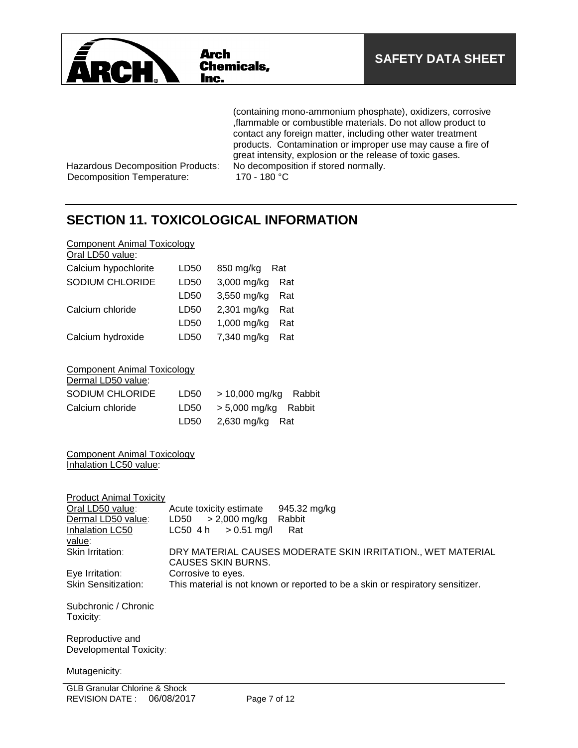(containing mono-ammonium phosphate), oxidizers, corrosive ,flammable or combustible materials. Do not allow product to contact any foreign matter, including other water treatment products. Contamination or improper use may cause a fire of great intensity, explosion or the release of toxic gases.

Hazardous Decomposition Products: No decomposition if stored normally.

Decomposition Temperature: 170 - 180 °C

## SECTION 11. TOXICOLOGICAL INFORMATION

Component Animal Toxicology
Oral LD50 value:

| | | | |
|---|---|---|---|
| Calcium hypochlorite | LD50 | 850 mg/kg | Rat |
| SODIUM CHLORIDE | LD50 | 3,000 mg/kg | Rat |
| | LD50 | 3,550 mg/kg | Rat |
| Calcium chloride | LD50 | 2,301 mg/kg | Rat |
| | LD50 | 1,000 mg/kg | Rat |
| Calcium hydroxide | LD50 | 7,340 mg/kg | Rat |

Component Animal Toxicology
Dermal LD50 value:

| | | | |
|---|---|---|---|
| SODIUM CHLORIDE | LD50 | > 10,000 mg/kg | Rabbit |
| Calcium chloride | LD50 | > 5,000 mg/kg | Rabbit |
| | LD50 | 2,630 mg/kg | Rat |

Component Animal Toxicology
Inhalation LC50 value:

Product Animal Toxicity

Oral LD50 value: Acute toxicity estimate 945.32 mg/kg

Dermal LD50 value: LD50 > 2,000 mg/kg Rabbit

Inhalation LC50 value: LC50 4 h > 0.51 mg/l Rat

Skin Irritation: DRY MATERIAL CAUSES MODERATE SKIN IRRITATION., WET MATERIAL CAUSES SKIN BURNS.

Eye Irritation: Corrosive to eyes.

Skin Sensitization: This material is not known or reported to be a skin or respiratory sensitizer.

Subchronic / Chronic Toxicity:

Reproductive and Developmental Toxicity:

Mutagenicity:

GLB Granular Chlorine & Shock
REVISION DATE : 06/08/2017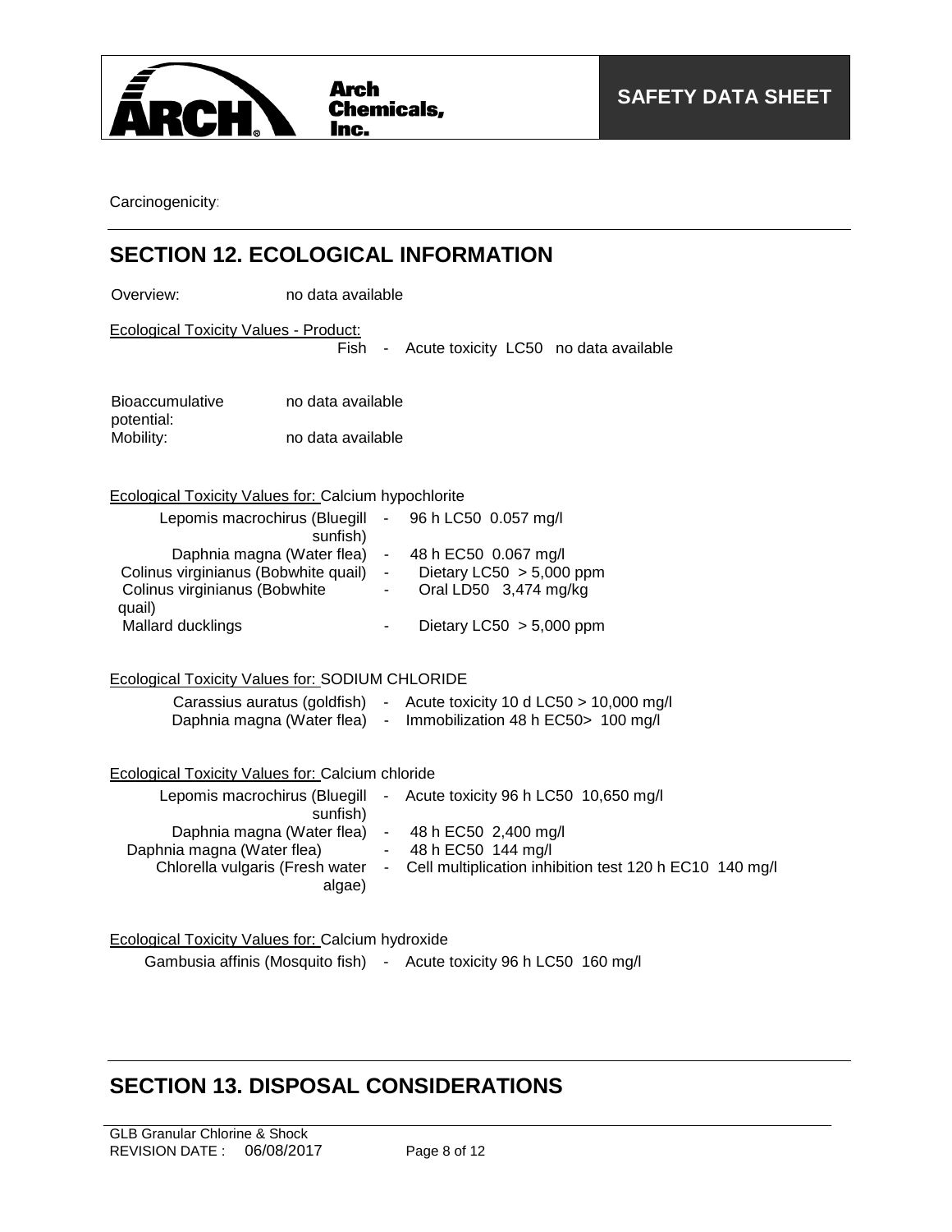Carcinogenicity:

## SECTION 12. ECOLOGICAL INFORMATION

Overview: no data available

Ecological Toxicity Values - Product:

Fish - Acute toxicity LC50 no data available

Bioaccumulative potential: no data available

Mobility: no data available

Ecological Toxicity Values for: Calcium hypochlorite

| | | |
|---|---|---|
| Lepomis macrochirus (Bluegill sunfish) | - | 96 h LC50 0.057 mg/l |
| Daphnia magna (Water flea) | - | 48 h EC50 0.067 mg/l |
| Colinus virginianus (Bobwhite quail) | - | Dietary LC50 > 5,000 ppm |
| Colinus virginianus (Bobwhite quail) | - | Oral LD50 3,474 mg/kg |
| Mallard ducklings | - | Dietary LC50 > 5,000 ppm |

Ecological Toxicity Values for: SODIUM CHLORIDE

| | | |
|---|---|---|
| Carassius auratus (goldfish) | - | Acute toxicity 10 d LC50 > 10,000 mg/l |
| Daphnia magna (Water flea) | - | Immobilization 48 h EC50> 100 mg/l |

Ecological Toxicity Values for: Calcium chloride

| | | |
|---|---|---|
| Lepomis macrochirus (Bluegill sunfish) | - | Acute toxicity 96 h LC50 10,650 mg/l |
| Daphnia magna (Water flea) | - | 48 h EC50 2,400 mg/l |
| Daphnia magna (Water flea) | - | 48 h EC50 144 mg/l |
| Chlorella vulgaris (Fresh water algae) | - | Cell multiplication inhibition test 120 h EC10 140 mg/l |

Ecological Toxicity Values for: Calcium hydroxide

| | | |
|---|---|---|
| Gambusia affinis (Mosquito fish) | - | Acute toxicity 96 h LC50 160 mg/l |

## SECTION 13. DISPOSAL CONSIDERATIONS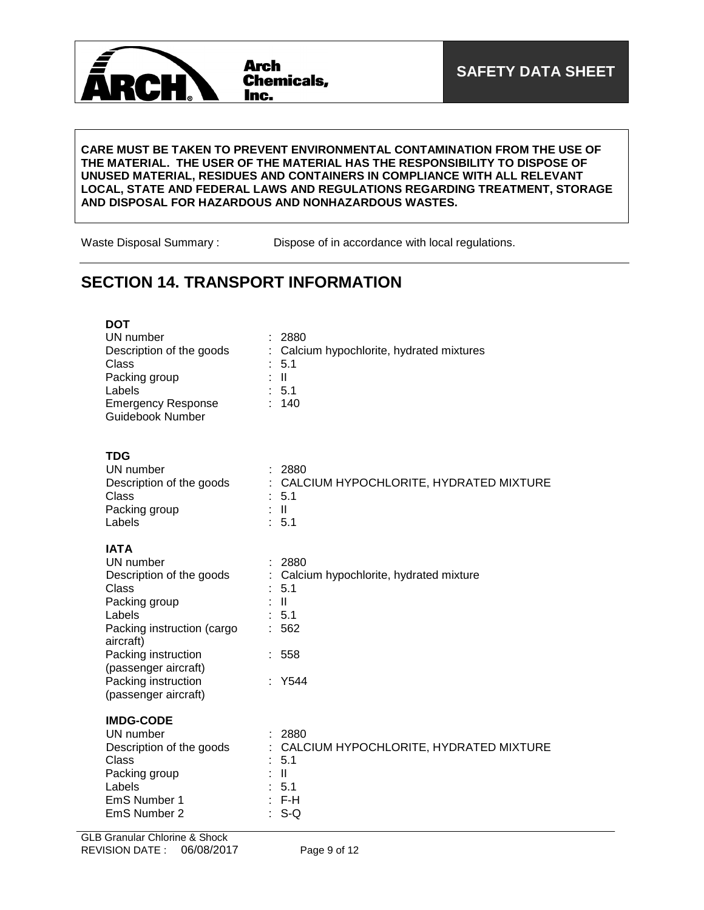**CARE MUST BE TAKEN TO PREVENT ENVIRONMENTAL CONTAMINATION FROM THE USE OF THE MATERIAL. THE USER OF THE MATERIAL HAS THE RESPONSIBILITY TO DISPOSE OF UNUSED MATERIAL, RESIDUES AND CONTAINERS IN COMPLIANCE WITH ALL RELEVANT LOCAL, STATE AND FEDERAL LAWS AND REGULATIONS REGARDING TREATMENT, STORAGE AND DISPOSAL FOR HAZARDOUS AND NONHAZARDOUS WASTES.**

Waste Disposal Summary : Dispose of in accordance with local regulations.

## SECTION 14. TRANSPORT INFORMATION

**DOT**

| | |
|---|---|
| UN number | : 2880 |
| Description of the goods | : Calcium hypochlorite, hydrated mixtures |
| Class | : 5.1 |
| Packing group | : II |
| Labels | : 5.1 |
| Emergency Response Guidebook Number | : 140 |

**TDG**

| | |
|---|---|
| UN number | : 2880 |
| Description of the goods | : CALCIUM HYPOCHLORITE, HYDRATED MIXTURE |
| Class | : 5.1 |
| Packing group | : II |
| Labels | : 5.1 |

**IATA**

| | |
|---|---|
| UN number | : 2880 |
| Description of the goods | : Calcium hypochlorite, hydrated mixture |
| Class | : 5.1 |
| Packing group | : II |
| Labels | : 5.1 |
| Packing instruction (cargo aircraft) | : 562 |
| Packing instruction (passenger aircraft) | : 558 |
| Packing instruction (passenger aircraft) | : Y544 |

**IMDG-CODE**

| | |
|---|---|
| UN number | : 2880 |
| Description of the goods | : CALCIUM HYPOCHLORITE, HYDRATED MIXTURE |
| Class | : 5.1 |
| Packing group | : II |
| Labels | : 5.1 |
| EmS Number 1 | : F-H |
| EmS Number 2 | : S-Q |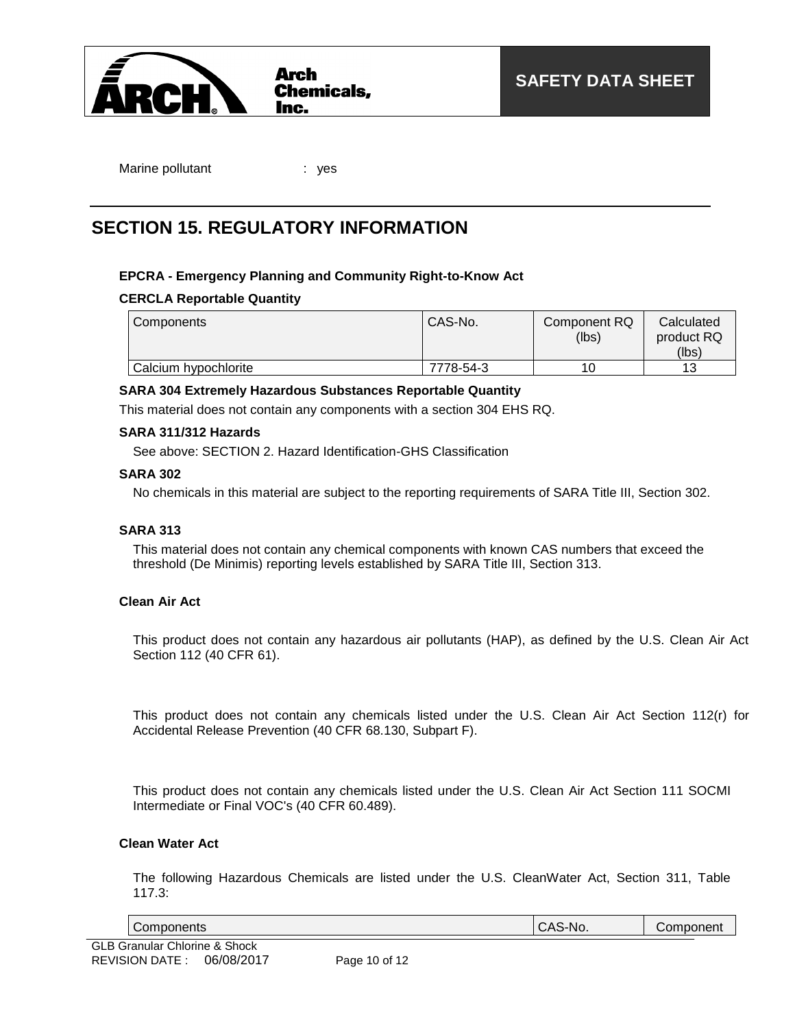Marine pollutant : yes

## SECTION 15. REGULATORY INFORMATION

**EPCRA - Emergency Planning and Community Right-to-Know Act**

**CERCLA Reportable Quantity**

| Components | CAS-No. | Component RQ (lbs) | Calculated product RQ (lbs) |
|---|---|---|---|
| Calcium hypochlorite | 7778-54-3 | 10 | 13 |

**SARA 304 Extremely Hazardous Substances Reportable Quantity**

This material does not contain any components with a section 304 EHS RQ.

**SARA 311/312 Hazards**

See above: SECTION 2. Hazard Identification-GHS Classification

**SARA 302**

No chemicals in this material are subject to the reporting requirements of SARA Title III, Section 302.

**SARA 313**

This material does not contain any chemical components with known CAS numbers that exceed the threshold (De Minimis) reporting levels established by SARA Title III, Section 313.

**Clean Air Act**

This product does not contain any hazardous air pollutants (HAP), as defined by the U.S. Clean Air Act Section 112 (40 CFR 61).

This product does not contain any chemicals listed under the U.S. Clean Air Act Section 112(r) for Accidental Release Prevention (40 CFR 68.130, Subpart F).

This product does not contain any chemicals listed under the U.S. Clean Air Act Section 111 SOCMI Intermediate or Final VOC's (40 CFR 60.489).

**Clean Water Act**

The following Hazardous Chemicals are listed under the U.S. CleanWater Act, Section 311, Table 117.3:

| Components | CAS-No. | Component |
|---|---|---|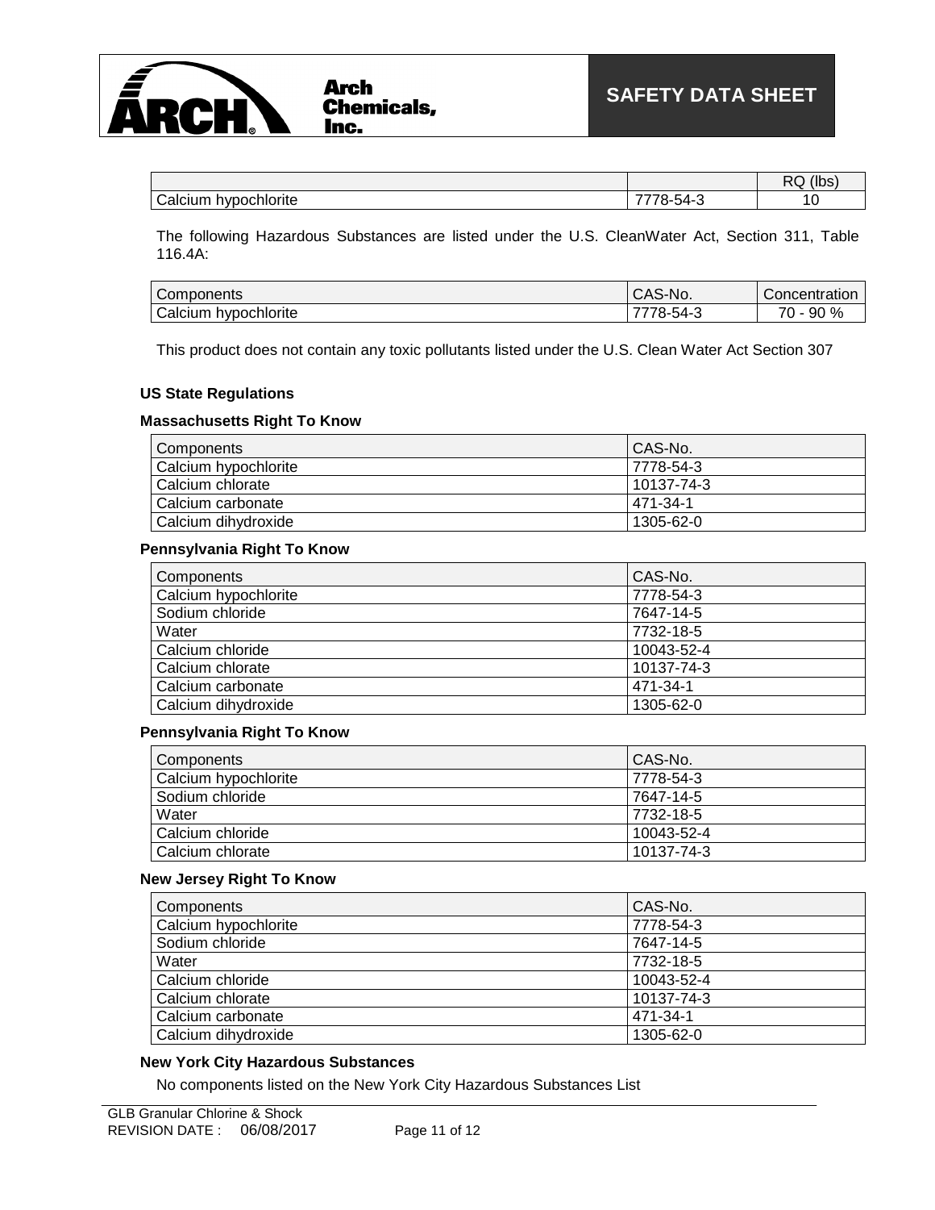|  |  | RQ (lbs) |
| --- | --- | --- |
| Calcium hypochlorite | 7778-54-3 | 10 |

The following Hazardous Substances are listed under the U.S. CleanWater Act, Section 311, Table 116.4A:

| Components | CAS-No. | Concentration |
| --- | --- | --- |
| Calcium hypochlorite | 7778-54-3 | 70 - 90 % |

This product does not contain any toxic pollutants listed under the U.S. Clean Water Act Section 307

### US State Regulations

#### Massachusetts Right To Know

| Components | CAS-No. |
| --- | --- |
| Calcium hypochlorite | 7778-54-3 |
| Calcium chlorate | 10137-74-3 |
| Calcium carbonate | 471-34-1 |
| Calcium dihydroxide | 1305-62-0 |

#### Pennsylvania Right To Know

| Components | CAS-No. |
| --- | --- |
| Calcium hypochlorite | 7778-54-3 |
| Sodium chloride | 7647-14-5 |
| Water | 7732-18-5 |
| Calcium chloride | 10043-52-4 |
| Calcium chlorate | 10137-74-3 |
| Calcium carbonate | 471-34-1 |
| Calcium dihydroxide | 1305-62-0 |

#### Pennsylvania Right To Know

| Components | CAS-No. |
| --- | --- |
| Calcium hypochlorite | 7778-54-3 |
| Sodium chloride | 7647-14-5 |
| Water | 7732-18-5 |
| Calcium chloride | 10043-52-4 |
| Calcium chlorate | 10137-74-3 |

#### New Jersey Right To Know

| Components | CAS-No. |
| --- | --- |
| Calcium hypochlorite | 7778-54-3 |
| Sodium chloride | 7647-14-5 |
| Water | 7732-18-5 |
| Calcium chloride | 10043-52-4 |
| Calcium chlorate | 10137-74-3 |
| Calcium carbonate | 471-34-1 |
| Calcium dihydroxide | 1305-62-0 |

#### New York City Hazardous Substances

No components listed on the New York City Hazardous Substances List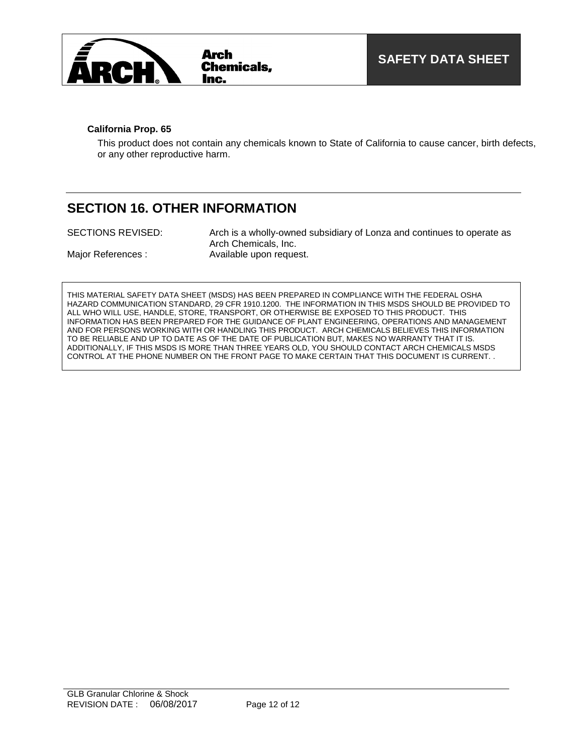**California Prop. 65**

This product does not contain any chemicals known to State of California to cause cancer, birth defects, or any other reproductive harm.

## SECTION 16. OTHER INFORMATION

| | |
|---|---|
| SECTIONS REVISED: | Arch is a wholly-owned subsidiary of Lonza and continues to operate as Arch Chemicals, Inc. |
| Major References : | Available upon request. |

THIS MATERIAL SAFETY DATA SHEET (MSDS) HAS BEEN PREPARED IN COMPLIANCE WITH THE FEDERAL OSHA HAZARD COMMUNICATION STANDARD, 29 CFR 1910.1200. THE INFORMATION IN THIS MSDS SHOULD BE PROVIDED TO ALL WHO WILL USE, HANDLE, STORE, TRANSPORT, OR OTHERWISE BE EXPOSED TO THIS PRODUCT. THIS INFORMATION HAS BEEN PREPARED FOR THE GUIDANCE OF PLANT ENGINEERING, OPERATIONS AND MANAGEMENT AND FOR PERSONS WORKING WITH OR HANDLING THIS PRODUCT. ARCH CHEMICALS BELIEVES THIS INFORMATION TO BE RELIABLE AND UP TO DATE AS OF THE DATE OF PUBLICATION BUT, MAKES NO WARRANTY THAT IT IS. ADDITIONALLY, IF THIS MSDS IS MORE THAN THREE YEARS OLD, YOU SHOULD CONTACT ARCH CHEMICALS MSDS CONTROL AT THE PHONE NUMBER ON THE FRONT PAGE TO MAKE CERTAIN THAT THIS DOCUMENT IS CURRENT. .